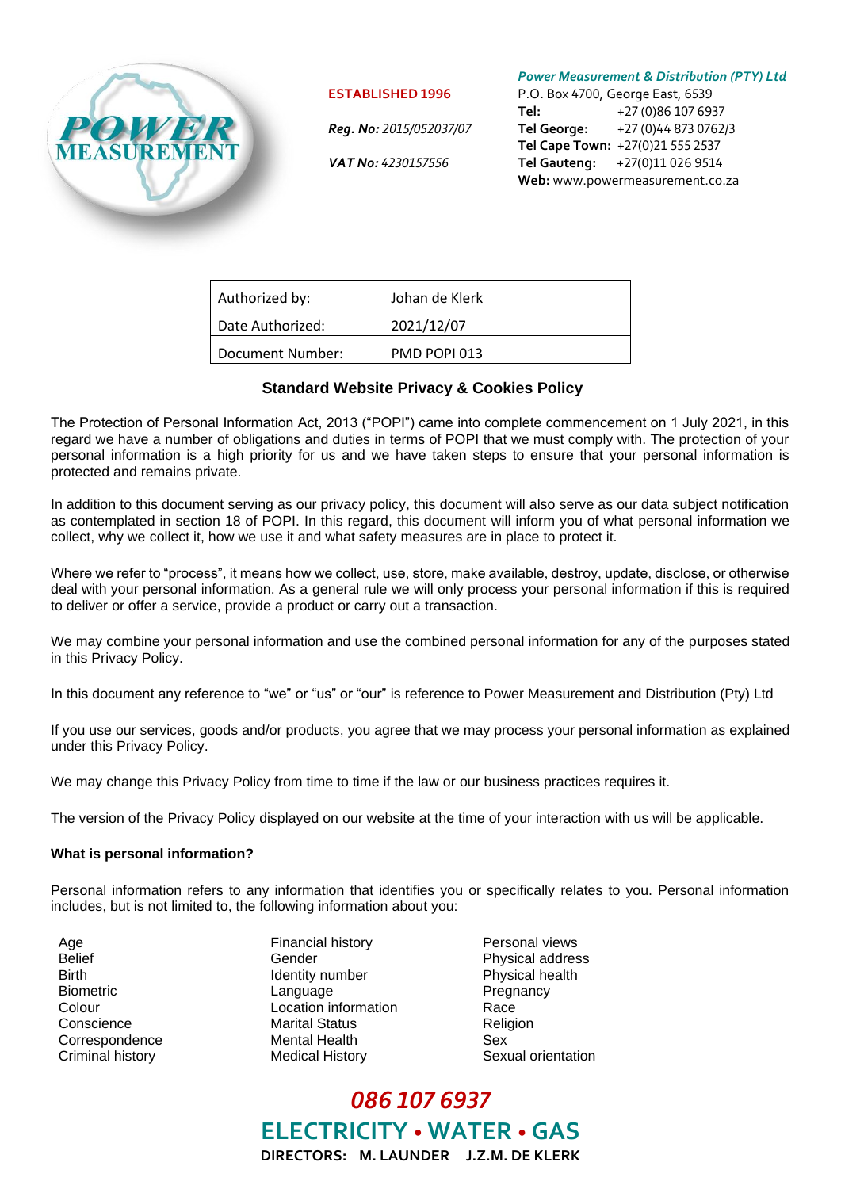**ESTABLISHED 1996**

***Reg. No:*** *2015/052037/07*

***VAT No:*** *4230157556*

***Power Measurement & Distribution (PTY) Ltd***
P.O. Box 4700, George East, 6539
**Tel:** +27 (0)86 107 6937
**Tel George:** +27 (0)44 873 0762/3
**Tel Cape Town:** +27(0)21 555 2537
**Tel Gauteng:** +27(0)11 026 9514
**Web:** www.powermeasurement.co.za

| Authorized by: | Johan de Klerk |
|---|---|
| Date Authorized: | 2021/12/07 |
| Document Number: | PMD POPI 013 |

## Standard Website Privacy & Cookies Policy

The Protection of Personal Information Act, 2013 ("POPI") came into complete commencement on 1 July 2021, in this regard we have a number of obligations and duties in terms of POPI that we must comply with. The protection of your personal information is a high priority for us and we have taken steps to ensure that your personal information is protected and remains private.

In addition to this document serving as our privacy policy, this document will also serve as our data subject notification as contemplated in section 18 of POPI. In this regard, this document will inform you of what personal information we collect, why we collect it, how we use it and what safety measures are in place to protect it.

Where we refer to "process", it means how we collect, use, store, make available, destroy, update, disclose, or otherwise deal with your personal information. As a general rule we will only process your personal information if this is required to deliver or offer a service, provide a product or carry out a transaction.

We may combine your personal information and use the combined personal information for any of the purposes stated in this Privacy Policy.

In this document any reference to "we" or "us" or "our" is reference to Power Measurement and Distribution (Pty) Ltd

If you use our services, goods and/or products, you agree that we may process your personal information as explained under this Privacy Policy.

We may change this Privacy Policy from time to time if the law or our business practices requires it.

The version of the Privacy Policy displayed on our website at the time of your interaction with us will be applicable.

**What is personal information?**

Personal information refers to any information that identifies you or specifically relates to you. Personal information includes, but is not limited to, the following information about you:

- Age
- Belief
- Birth
- Biometric
- Colour
- Conscience
- Correspondence
- Criminal history
- Financial history
- Gender
- Identity number
- Language
- Location information
- Marital Status
- Mental Health
- Medical History
- Personal views
- Physical address
- Physical health
- Pregnancy
- Race
- Religion
- Sex
- Sexual orientation

*086 107 6937*

**ELECTRICITY • WATER • GAS**

**DIRECTORS: M. LAUNDER J.Z.M. DE KLERK**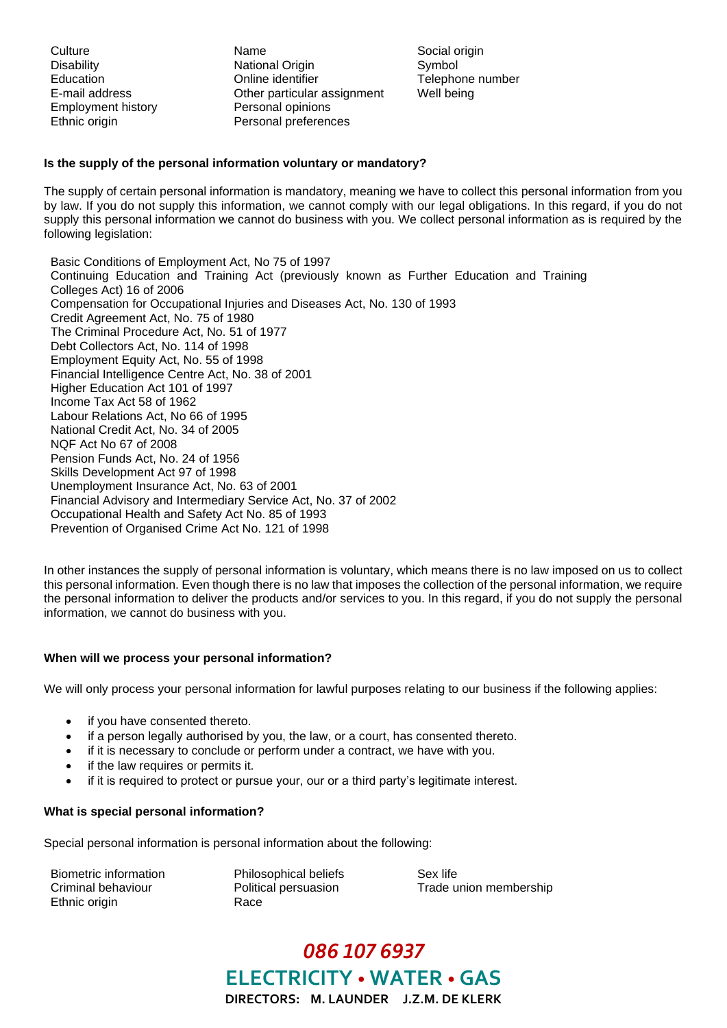Culture
Disability
Education
E-mail address
Employment history
Ethnic origin
Name
National Origin
Online identifier
Other particular assignment
Personal opinions
Personal preferences
Social origin
Symbol
Telephone number
Well being

**Is the supply of the personal information voluntary or mandatory?**

The supply of certain personal information is mandatory, meaning we have to collect this personal information from you by law. If you do not supply this information, we cannot comply with our legal obligations. In this regard, if you do not supply this personal information we cannot do business with you. We collect personal information as is required by the following legislation:

Basic Conditions of Employment Act, No 75 of 1997
Continuing Education and Training Act (previously known as Further Education and Training Colleges Act) 16 of 2006
Compensation for Occupational Injuries and Diseases Act, No. 130 of 1993
Credit Agreement Act, No. 75 of 1980
The Criminal Procedure Act, No. 51 of 1977
Debt Collectors Act, No. 114 of 1998
Employment Equity Act, No. 55 of 1998
Financial Intelligence Centre Act, No. 38 of 2001
Higher Education Act 101 of 1997
Income Tax Act 58 of 1962
Labour Relations Act, No 66 of 1995
National Credit Act, No. 34 of 2005
NQF Act No 67 of 2008
Pension Funds Act, No. 24 of 1956
Skills Development Act 97 of 1998
Unemployment Insurance Act, No. 63 of 2001
Financial Advisory and Intermediary Service Act, No. 37 of 2002
Occupational Health and Safety Act No. 85 of 1993
Prevention of Organised Crime Act No. 121 of 1998

In other instances the supply of personal information is voluntary, which means there is no law imposed on us to collect this personal information. Even though there is no law that imposes the collection of the personal information, we require the personal information to deliver the products and/or services to you. In this regard, if you do not supply the personal information, we cannot do business with you.

**When will we process your personal information?**

We will only process your personal information for lawful purposes relating to our business if the following applies:

- if you have consented thereto.
- if a person legally authorised by you, the law, or a court, has consented thereto.
- if it is necessary to conclude or perform under a contract, we have with you.
- if the law requires or permits it.
- if it is required to protect or pursue your, our or a third party's legitimate interest.

**What is special personal information?**

Special personal information is personal information about the following:

Biometric information
Criminal behaviour
Ethnic origin
Philosophical beliefs
Political persuasion
Race
Sex life
Trade union membership

*086 107 6937*

**ELECTRICITY • WATER • GAS**

**DIRECTORS: M. LAUNDER J.Z.M. DE KLERK**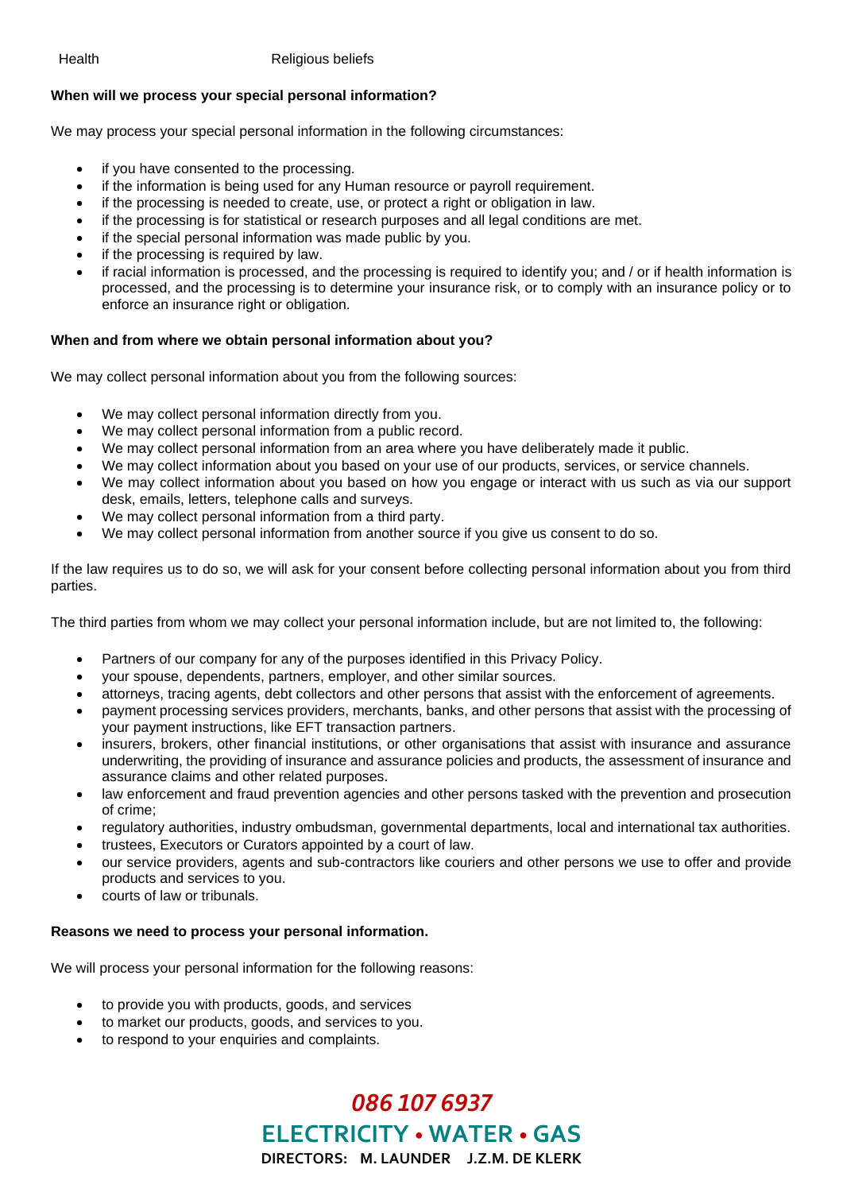Health Religious beliefs

**When will we process your special personal information?**

We may process your special personal information in the following circumstances:

- if you have consented to the processing.
- if the information is being used for any Human resource or payroll requirement.
- if the processing is needed to create, use, or protect a right or obligation in law.
- if the processing is for statistical or research purposes and all legal conditions are met.
- if the special personal information was made public by you.
- if the processing is required by law.
- if racial information is processed, and the processing is required to identify you; and / or if health information is processed, and the processing is to determine your insurance risk, or to comply with an insurance policy or to enforce an insurance right or obligation.

**When and from where we obtain personal information about you?**

We may collect personal information about you from the following sources:

- We may collect personal information directly from you.
- We may collect personal information from a public record.
- We may collect personal information from an area where you have deliberately made it public.
- We may collect information about you based on your use of our products, services, or service channels.
- We may collect information about you based on how you engage or interact with us such as via our support desk, emails, letters, telephone calls and surveys.
- We may collect personal information from a third party.
- We may collect personal information from another source if you give us consent to do so.

If the law requires us to do so, we will ask for your consent before collecting personal information about you from third parties.

The third parties from whom we may collect your personal information include, but are not limited to, the following:

- Partners of our company for any of the purposes identified in this Privacy Policy.
- your spouse, dependents, partners, employer, and other similar sources.
- attorneys, tracing agents, debt collectors and other persons that assist with the enforcement of agreements.
- payment processing services providers, merchants, banks, and other persons that assist with the processing of your payment instructions, like EFT transaction partners.
- insurers, brokers, other financial institutions, or other organisations that assist with insurance and assurance underwriting, the providing of insurance and assurance policies and products, the assessment of insurance and assurance claims and other related purposes.
- law enforcement and fraud prevention agencies and other persons tasked with the prevention and prosecution of crime;
- regulatory authorities, industry ombudsman, governmental departments, local and international tax authorities.
- trustees, Executors or Curators appointed by a court of law.
- our service providers, agents and sub-contractors like couriers and other persons we use to offer and provide products and services to you.
- courts of law or tribunals.

**Reasons we need to process your personal information.**

We will process your personal information for the following reasons:

- to provide you with products, goods, and services
- to market our products, goods, and services to you.
- to respond to your enquiries and complaints.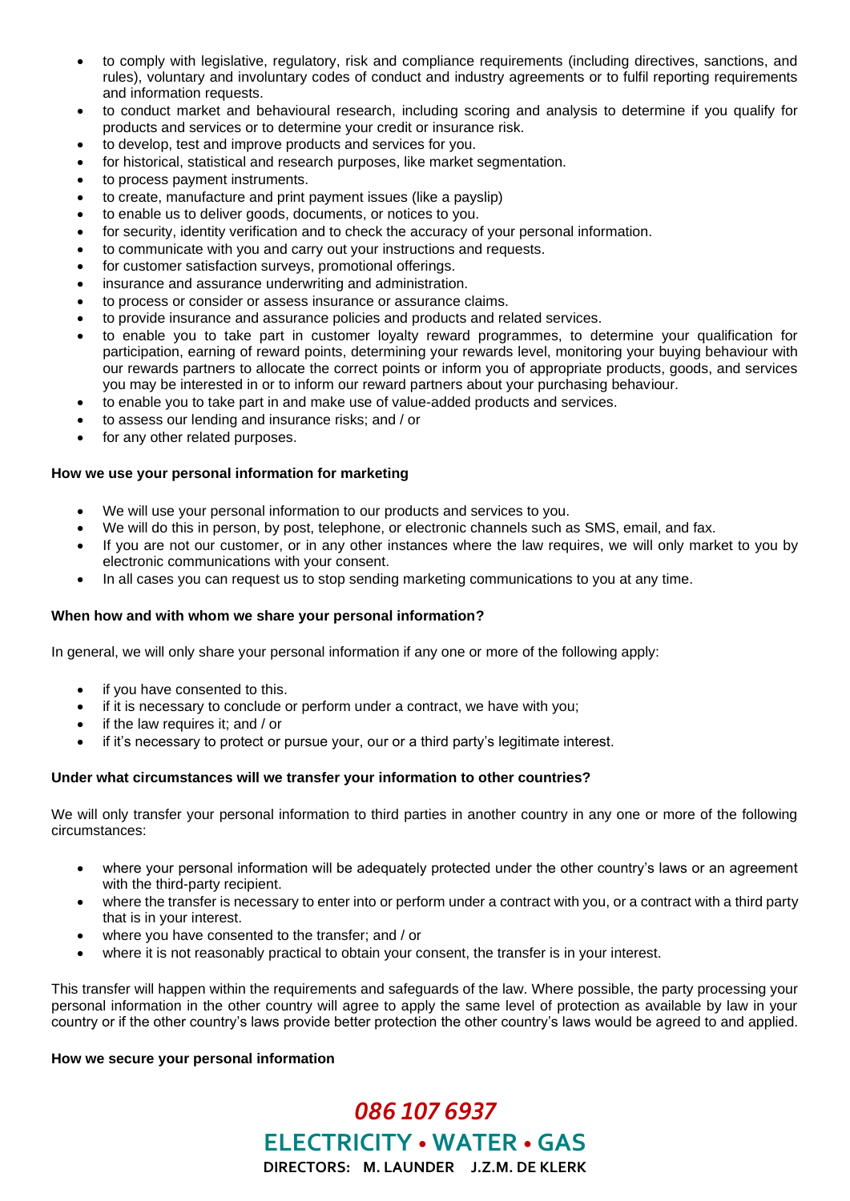- to comply with legislative, regulatory, risk and compliance requirements (including directives, sanctions, and rules), voluntary and involuntary codes of conduct and industry agreements or to fulfil reporting requirements and information requests.
- to conduct market and behavioural research, including scoring and analysis to determine if you qualify for products and services or to determine your credit or insurance risk.
- to develop, test and improve products and services for you.
- for historical, statistical and research purposes, like market segmentation.
- to process payment instruments.
- to create, manufacture and print payment issues (like a payslip)
- to enable us to deliver goods, documents, or notices to you.
- for security, identity verification and to check the accuracy of your personal information.
- to communicate with you and carry out your instructions and requests.
- for customer satisfaction surveys, promotional offerings.
- insurance and assurance underwriting and administration.
- to process or consider or assess insurance or assurance claims.
- to provide insurance and assurance policies and products and related services.
- to enable you to take part in customer loyalty reward programmes, to determine your qualification for participation, earning of reward points, determining your rewards level, monitoring your buying behaviour with our rewards partners to allocate the correct points or inform you of appropriate products, goods, and services you may be interested in or to inform our reward partners about your purchasing behaviour.
- to enable you to take part in and make use of value-added products and services.
- to assess our lending and insurance risks; and / or
- for any other related purposes.

**How we use your personal information for marketing**

- We will use your personal information to our products and services to you.
- We will do this in person, by post, telephone, or electronic channels such as SMS, email, and fax.
- If you are not our customer, or in any other instances where the law requires, we will only market to you by electronic communications with your consent.
- In all cases you can request us to stop sending marketing communications to you at any time.

**When how and with whom we share your personal information?**

In general, we will only share your personal information if any one or more of the following apply:

- if you have consented to this.
- if it is necessary to conclude or perform under a contract, we have with you;
- if the law requires it; and / or
- if it's necessary to protect or pursue your, our or a third party's legitimate interest.

**Under what circumstances will we transfer your information to other countries?**

We will only transfer your personal information to third parties in another country in any one or more of the following circumstances:

- where your personal information will be adequately protected under the other country's laws or an agreement with the third-party recipient.
- where the transfer is necessary to enter into or perform under a contract with you, or a contract with a third party that is in your interest.
- where you have consented to the transfer; and / or
- where it is not reasonably practical to obtain your consent, the transfer is in your interest.

This transfer will happen within the requirements and safeguards of the law. Where possible, the party processing your personal information in the other country will agree to apply the same level of protection as available by law in your country or if the other country's laws provide better protection the other country's laws would be agreed to and applied.

**How we secure your personal information**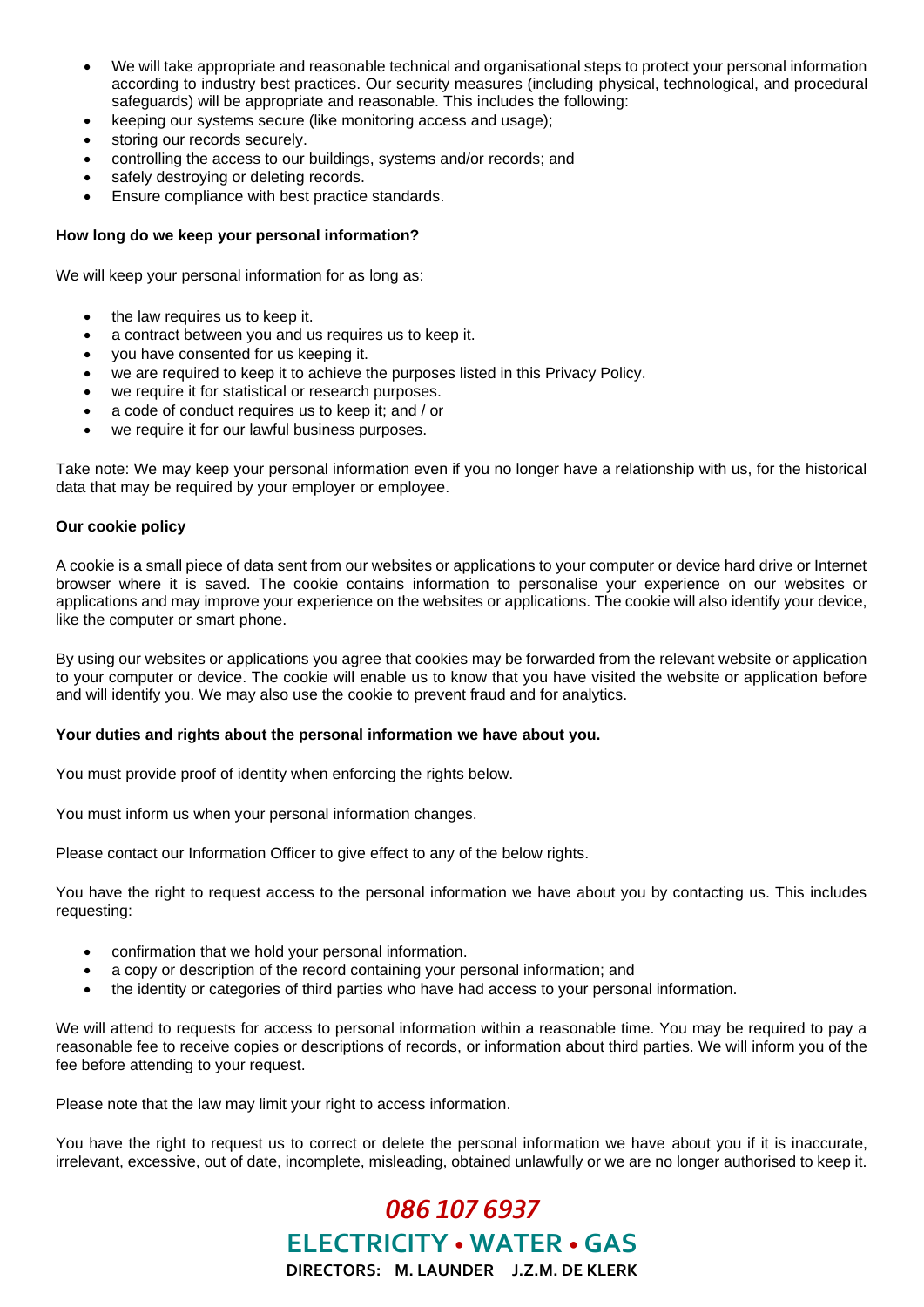- We will take appropriate and reasonable technical and organisational steps to protect your personal information according to industry best practices. Our security measures (including physical, technological, and procedural safeguards) will be appropriate and reasonable. This includes the following:
- keeping our systems secure (like monitoring access and usage);
- storing our records securely.
- controlling the access to our buildings, systems and/or records; and
- safely destroying or deleting records.
- Ensure compliance with best practice standards.

**How long do we keep your personal information?**

We will keep your personal information for as long as:

- the law requires us to keep it.
- a contract between you and us requires us to keep it.
- you have consented for us keeping it.
- we are required to keep it to achieve the purposes listed in this Privacy Policy.
- we require it for statistical or research purposes.
- a code of conduct requires us to keep it; and / or
- we require it for our lawful business purposes.

Take note: We may keep your personal information even if you no longer have a relationship with us, for the historical data that may be required by your employer or employee.

**Our cookie policy**

A cookie is a small piece of data sent from our websites or applications to your computer or device hard drive or Internet browser where it is saved. The cookie contains information to personalise your experience on our websites or applications and may improve your experience on the websites or applications. The cookie will also identify your device, like the computer or smart phone.

By using our websites or applications you agree that cookies may be forwarded from the relevant website or application to your computer or device. The cookie will enable us to know that you have visited the website or application before and will identify you. We may also use the cookie to prevent fraud and for analytics.

**Your duties and rights about the personal information we have about you.**

You must provide proof of identity when enforcing the rights below.

You must inform us when your personal information changes.

Please contact our Information Officer to give effect to any of the below rights.

You have the right to request access to the personal information we have about you by contacting us. This includes requesting:

- confirmation that we hold your personal information.
- a copy or description of the record containing your personal information; and
- the identity or categories of third parties who have had access to your personal information.

We will attend to requests for access to personal information within a reasonable time. You may be required to pay a reasonable fee to receive copies or descriptions of records, or information about third parties. We will inform you of the fee before attending to your request.

Please note that the law may limit your right to access information.

You have the right to request us to correct or delete the personal information we have about you if it is inaccurate, irrelevant, excessive, out of date, incomplete, misleading, obtained unlawfully or we are no longer authorised to keep it.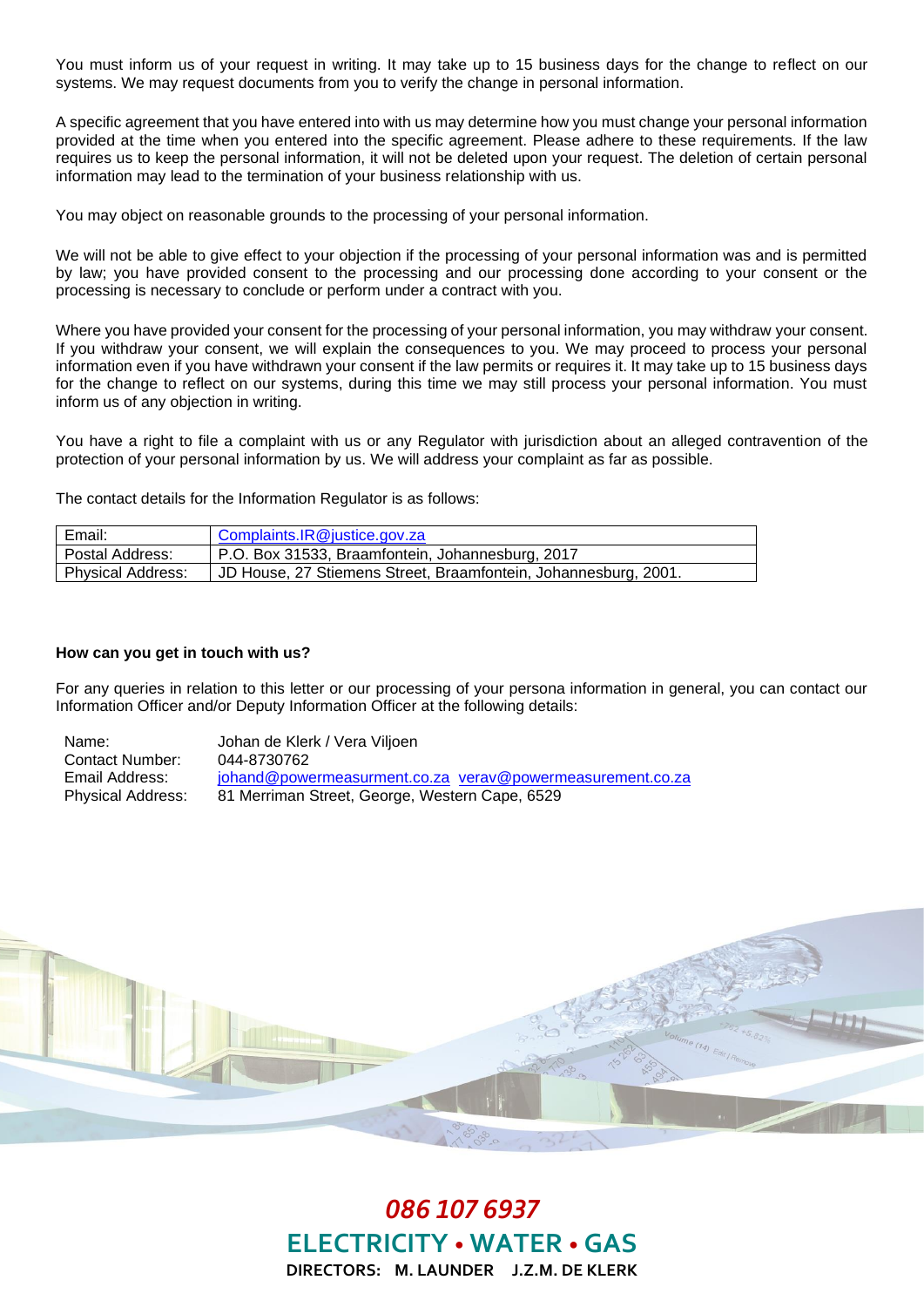You must inform us of your request in writing. It may take up to 15 business days for the change to reflect on our systems. We may request documents from you to verify the change in personal information.

A specific agreement that you have entered into with us may determine how you must change your personal information provided at the time when you entered into the specific agreement. Please adhere to these requirements. If the law requires us to keep the personal information, it will not be deleted upon your request. The deletion of certain personal information may lead to the termination of your business relationship with us.

You may object on reasonable grounds to the processing of your personal information.

We will not be able to give effect to your objection if the processing of your personal information was and is permitted by law; you have provided consent to the processing and our processing done according to your consent or the processing is necessary to conclude or perform under a contract with you.

Where you have provided your consent for the processing of your personal information, you may withdraw your consent. If you withdraw your consent, we will explain the consequences to you. We may proceed to process your personal information even if you have withdrawn your consent if the law permits or requires it. It may take up to 15 business days for the change to reflect on our systems, during this time we may still process your personal information. You must inform us of any objection in writing.

You have a right to file a complaint with us or any Regulator with jurisdiction about an alleged contravention of the protection of your personal information by us. We will address your complaint as far as possible.

The contact details for the Information Regulator is as follows:

| | |
|---|---|
| Email: | Complaints.IR@justice.gov.za |
| Postal Address: | P.O. Box 31533, Braamfontein, Johannesburg, 2017 |
| Physical Address: | JD House, 27 Stiemens Street, Braamfontein, Johannesburg, 2001. |

**How can you get in touch with us?**

For any queries in relation to this letter or our processing of your persona information in general, you can contact our Information Officer and/or Deputy Information Officer at the following details:

| | |
|---|---|
| Name: | Johan de Klerk / Vera Viljoen |
| Contact Number: | 044-8730762 |
| Email Address: | johand@powermeasurment.co.za verav@powermeasurement.co.za |
| Physical Address: | 81 Merriman Street, George, Western Cape, 6529 |

*086 107 6937*

**ELECTRICITY • WATER • GAS**

**DIRECTORS: M. LAUNDER J.Z.M. DE KLERK**